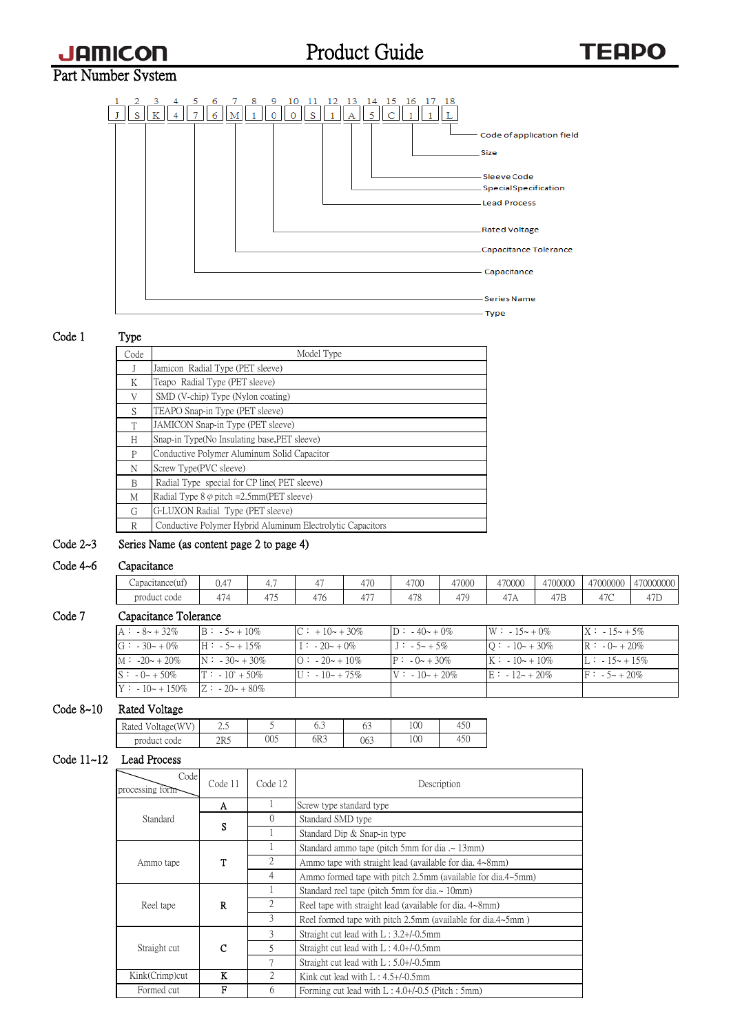# Product Guide

JAMICON — TEAPO

## Part Number System

| 1 | 2 | 3 | 4 | 5 | 6 | 7 | 8 | 9 | 10 | 11 | 12 | 13 | 14 | 15 | 16 | 17 | 18 |
|---|---|---|---|---|---|---|---|---|---|---|---|---|---|---|---|---|---|
| J | S | K | 4 | 7 | 6 | M | 1 | 0 | 0 | S | 1 | A | 5 | C | 1 | 1 | L |

- 18: Code of application field
- 16–17: Size
- 14–15: Sleeve Code
- 13: Special Specification
- 11–12: Lead Process
- 8–10: Rated Voltage
- 7: Capacitance Tolerance
- 4–6: Capacitance
- 2–3: Series Name
- 1: Type

### Code 1 Type

| Code | Model Type |
|---|---|
| J | Jamicon Radial Type (PET sleeve) |
| K | Teapo Radial Type (PET sleeve) |
| V | SMD (V-chip) Type (Nylon coating) |
| S | TEAPO Snap-in Type (PET sleeve) |
| T | JAMICON Snap-in Type (PET sleeve) |
| H | Snap-in Type(No Insulating base,PET sleeve) |
| P | Conductive Polymer Aluminum Solid Capacitor |
| N | Screw Type(PVC sleeve) |
| B | Radial Type special for CP line( PET sleeve) |
| M | Radial Type 8 φ pitch =2.5mm(PET sleeve) |
| G | G·LUXON Radial Type (PET sleeve) |
| R | Conductive Polymer Hybrid Aluminum Electrolytic Capacitors |

### Code 2~3 Series Name (as content page 2 to page 4)

### Code 4~6 Capacitance

| Capacitance(uf) | 0.47 | 4.7 | 47 | 470 | 4700 | 47000 | 470000 | 4700000 | 47000000 | 470000000 |
|---|---|---|---|---|---|---|---|---|---|---|
| product code | 474 | 475 | 476 | 477 | 478 | 479 | 47A | 47B | 47C | 47D |

### Code 7 Capacitance Tolerance

| | | | | | |
|---|---|---|---|---|---|
| A : -8~+32% | B : -5~+10% | C : +10~+30% | D : -40~+0% | W : -15~+0% | X : -15~+5% |
| G : -30~+0% | H : -5~+15% | I : -20~+0% | J : -5~+5% | Q : -10~+30% | R : -0~+20% |
| M : -20~+20% | N : -30~+30% | O : -20~+10% | P : -0~+30% | K : -10~+10% | L : -15~+15% |
| S : -0~+50% | T : -10`+50% | U : -10~+75% | V : -10~+20% | E : -12~+20% | F : -5~+20% |
| Y : -10~+150% | Z : -20~+80% | | | | |

### Code 8~10 Rated Voltage

| Rated Voltage(WV) | 2.5 | 5 | 6.3 | 63 | 100 | 450 |
|---|---|---|---|---|---|---|
| product code | 2R5 | 005 | 6R3 | 063 | 100 | 450 |

### Code 11~12 Lead Process

| processing form \ Code | Code 11 | Code 12 | Description |
|---|---|---|---|
| Standard | A | 1 | Screw type standard type |
| | S | 0 | Standard SMD type |
| | | 1 | Standard Dip & Snap-in type |
| Ammo tape | T | 1 | Standard ammo tape (pitch 5mm for dia .~ 13mm) |
| | | 2 | Ammo tape with straight lead (available for dia. 4~8mm) |
| | | 4 | Ammo formed tape with pitch 2.5mm (available for dia.4~5mm) |
| Reel tape | R | 1 | Standard reel tape (pitch 5mm for dia.~ 10mm) |
| | | 2 | Reel tape with straight lead (available for dia. 4~8mm) |
| | | 3 | Reel formed tape with pitch 2.5mm (available for dia.4~5mm ) |
| Straight cut | C | 3 | Straight cut lead with L : 3.2+/-0.5mm |
| | | 5 | Straight cut lead with L : 4.0+/-0.5mm |
| | | 7 | Straight cut lead with L : 5.0+/-0.5mm |
| Kink(Crimp)cut | K | 2 | Kink cut lead with L : 4.5+/-0.5mm |
| Formed cut | F | 6 | Forming cut lead with L : 4.0+/-0.5 (Pitch : 5mm) |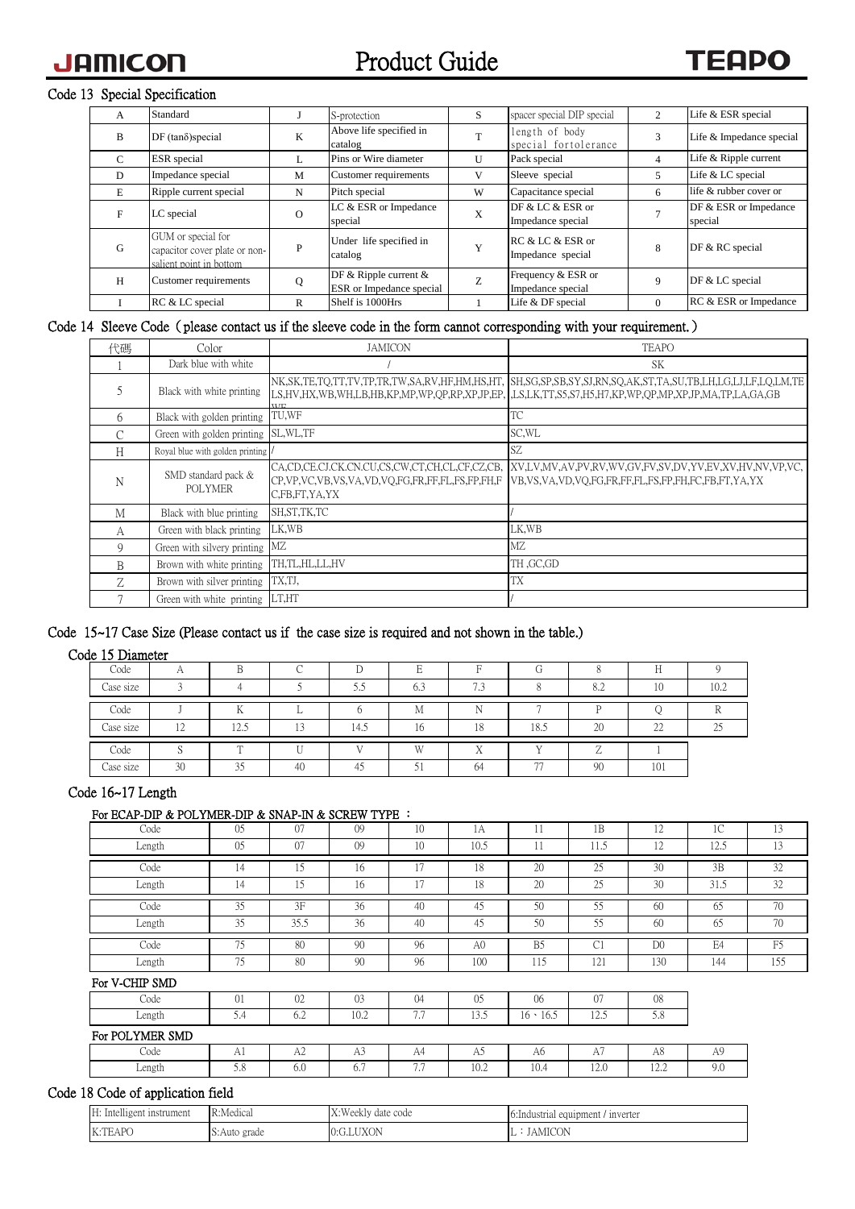## Code 13 Special Specification

| | | | | | | | |
|---|---|---|---|---|---|---|---|
| A | Standard | J | S-protection | S | spacer special DIP special | 2 | Life & ESR special |
| B | DF (tanδ)special | K | Above life specified in catalog | T | length of body special fortolerance | 3 | Life & Impedance special |
| C | ESR special | L | Pins or Wire diameter | U | Pack special | 4 | Life & Ripple current |
| D | Impedance special | M | Customer requirements | V | Sleeve special | 5 | Life & LC special |
| E | Ripple current special | N | Pitch special | W | Capacitance special | 6 | life & rubber cover or |
| F | LC special | O | LC & ESR or Impedance special | X | DF & LC & ESR or Impedance special | 7 | DF & ESR or Impedance special |
| G | GUM or special for capacitor cover plate or non-salient point in bottom | P | Under life specified in catalog | Y | RC & LC & ESR or Impedance special | 8 | DF & RC special |
| H | Customer requirements | Q | DF & Ripple current & ESR or Impedance special | Z | Frequency & ESR or Impedance special | 9 | DF & LC special |
| I | RC & LC special | R | Shelf is 1000Hrs | 1 | Life & DF special | 0 | RC & ESR or Impedance |

## Code 14 Sleeve Code（please contact us if the sleeve code in the form cannot corresponding with your requirement.）

| 代碼 | Color | JAMICON | TEAPO |
|---|---|---|---|
| 1 | Dark blue with white | / | SK |
| 5 | Black with white printing | NK,SK,TE,TQ,TT,TV,TP,TR,TW,SA,RV,HF,HM,HS,HT,LS,HV,HX,WB,WH,LB,HB,KP,MP,WP,QP,RP,XP,JP,EP,WE | SH,SG,SP,SB,SY,SJ,RN,SQ,AK,ST,TA,SU,TB,LH,LG,LJ,LF,LQ,LM,TE,LS,LK,TT,S5,S7,H5,H7,KP,WP,QP,MP,XP,JP,MA,TP,LA,GA,GB |
| 6 | Black with golden printing | TU,WF | TC |
| C | Green with golden printing | SL,WL,TF | SC,WL |
| H | Royal blue with golden printing | / | SZ |
| N | SMD standard pack & POLYMER | CA,CD,CE,CJ.CK.CN,CU,CS,CW,CT,CH,CL,CF,CZ,CB,CP,VP,VC,VB,VS,VA,VD,VQ,FG,FR,FF,FL,FS,FP,FH,FC,FB,FT,YA,YX | XV,LV,MV,AV,PV,RV,WV,GV,FV,SV,DV,YV,EV,XV,HV,NV,VP,VC,VB,VS,VA,VD,VQ,FG,FR,FF,FL,FS,FP,FH,FC,FB,FT,YA,YX |
| M | Black with blue printing | SH,ST,TK,TC | / |
| A | Green with black printing | LK,WB | LK,WB |
| 9 | Green with silvery printing | MZ | MZ |
| B | Brown with white printing | TH,TL,HL,LL,HV | TH ,GC,GD |
| Z | Brown with silver printing | TX,TJ, | TX |
| 7 | Green with white printing | LT,HT | / |

## Code 15~17 Case Size (Please contact us if the case size is required and not shown in the table.)

### Code 15 Diameter

| Code | A | B | C | D | E | F | G | 8 | H | 9 |
|---|---|---|---|---|---|---|---|---|---|---|
| Case size | 3 | 4 | 5 | 5.5 | 6.3 | 7.3 | 8 | 8.2 | 10 | 10.2 |
| Code | J | K | L | 6 | M | N | 7 | P | Q | R |
| Case size | 12 | 12.5 | 13 | 14.5 | 16 | 18 | 18.5 | 20 | 22 | 25 |
| Code | S | T | U | V | W | X | Y | Z | 1 | |
| Case size | 30 | 35 | 40 | 45 | 51 | 64 | 77 | 90 | 101 | |

### Code 16~17 Length

For ECAP-DIP & POLYMER-DIP & SNAP-IN & SCREW TYPE ：

| Code | 05 | 07 | 09 | 10 | 1A | 11 | 1B | 12 | 1C | 13 |
|---|---|---|---|---|---|---|---|---|---|---|
| Length | 05 | 07 | 09 | 10 | 10.5 | 11 | 11.5 | 12 | 12.5 | 13 |
| Code | 14 | 15 | 16 | 17 | 18 | 20 | 25 | 30 | 3B | 32 |
| Length | 14 | 15 | 16 | 17 | 18 | 20 | 25 | 30 | 31.5 | 32 |
| Code | 35 | 3F | 36 | 40 | 45 | 50 | 55 | 60 | 65 | 70 |
| Length | 35 | 35.5 | 36 | 40 | 45 | 50 | 55 | 60 | 65 | 70 |
| Code | 75 | 80 | 90 | 96 | A0 | B5 | C1 | D0 | E4 | F5 |
| Length | 75 | 80 | 90 | 96 | 100 | 115 | 121 | 130 | 144 | 155 |

For V-CHIP SMD

| Code | 01 | 02 | 03 | 04 | 05 | 06 | 07 | 08 |
|---|---|---|---|---|---|---|---|---|
| Length | 5.4 | 6.2 | 10.2 | 7.7 | 13.5 | 16、16.5 | 12.5 | 5.8 |

For POLYMER SMD

| Code | A1 | A2 | A3 | A4 | A5 | A6 | A7 | A8 | A9 |
|---|---|---|---|---|---|---|---|---|---|
| Length | 5.8 | 6.0 | 6.7 | 7.7 | 10.2 | 10.4 | 12.0 | 12.2 | 9.0 |

## Code 18 Code of application field

| | | | |
|---|---|---|---|
| H: Intelligent instrument | R:Medical | X:Weekly date code | 6:Industrial equipment / inverter |
| K:TEAPO | S:Auto grade | 0:G.LUXON | L：JAMICON |